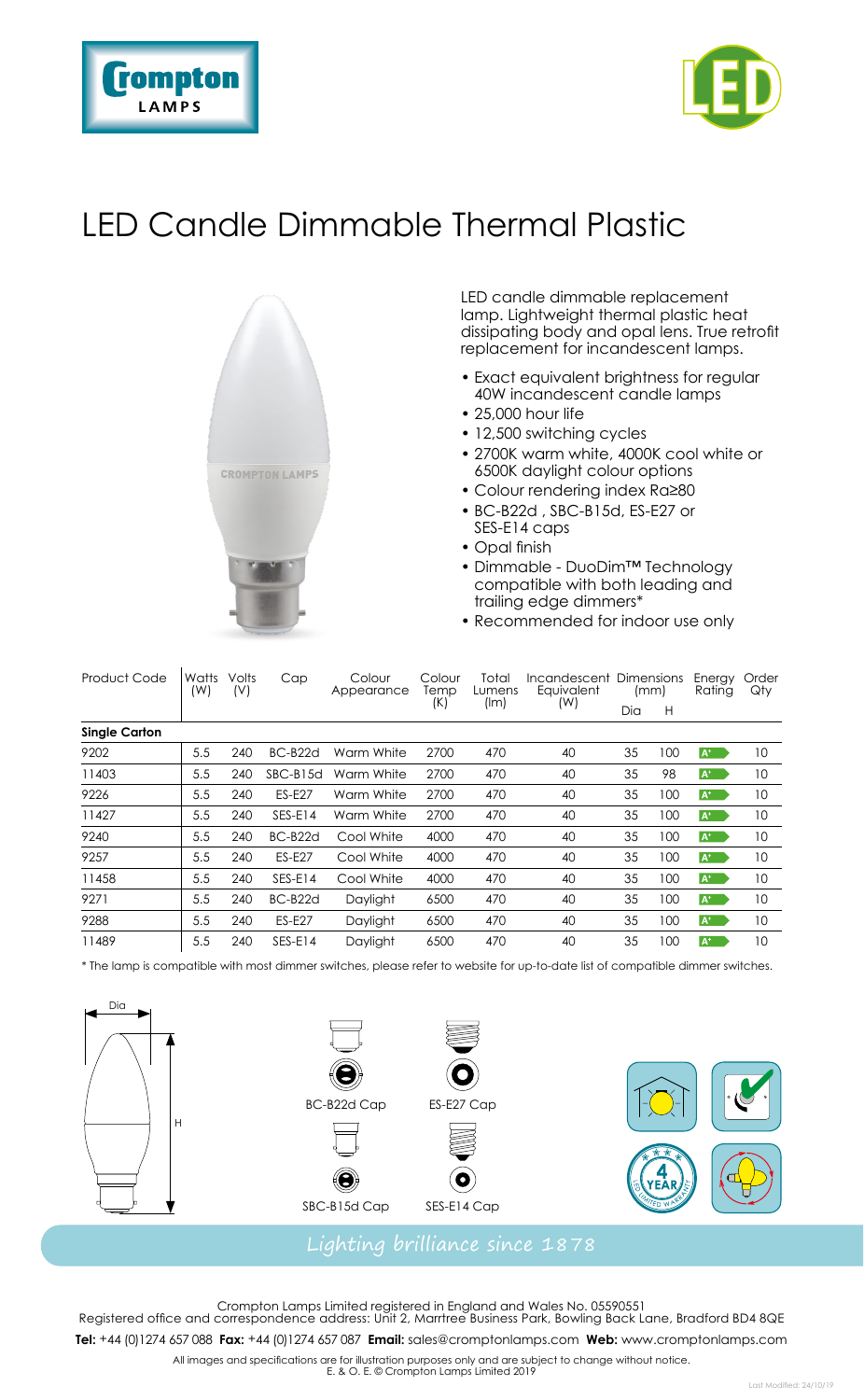Crompton LAMPS

LED

# LED Candle Dimmable Thermal Plastic

LED candle dimmable replacement lamp. Lightweight thermal plastic heat dissipating body and opal lens. True retrofit replacement for incandescent lamps.

- Exact equivalent brightness for regular 40W incandescent candle lamps
- 25,000 hour life
- 12,500 switching cycles
- 2700K warm white, 4000K cool white or 6500K daylight colour options
- Colour rendering index Ra≥80
- BC-B22d , SBC-B15d, ES-E27 or SES-E14 caps
- Opal finish
- Dimmable - DuoDim™ Technology compatible with both leading and trailing edge dimmers*
- Recommended for indoor use only

| Product Code | Watts (W) | Volts (V) | Cap | Colour Appearance | Colour Temp (K) | Total Lumens (lm) | Incandescent Equivalent (W) | Dimensions (mm) | | Energy Rating | Order Qty |
|---|---|---|---|---|---|---|---|---|---|---|---|
| | | | | | | | | Dia | H | | |
| **Single Carton** | | | | | | | | | | | |
| 9202 | 5.5 | 240 | BC-B22d | Warm White | 2700 | 470 | 40 | 35 | 100 | A+ | 10 |
| 11403 | 5.5 | 240 | SBC-B15d | Warm White | 2700 | 470 | 40 | 35 | 98 | A+ | 10 |
| 9226 | 5.5 | 240 | ES-E27 | Warm White | 2700 | 470 | 40 | 35 | 100 | A+ | 10 |
| 11427 | 5.5 | 240 | SES-E14 | Warm White | 2700 | 470 | 40 | 35 | 100 | A+ | 10 |
| 9240 | 5.5 | 240 | BC-B22d | Cool White | 4000 | 470 | 40 | 35 | 100 | A+ | 10 |
| 9257 | 5.5 | 240 | ES-E27 | Cool White | 4000 | 470 | 40 | 35 | 100 | A+ | 10 |
| 11458 | 5.5 | 240 | SES-E14 | Cool White | 4000 | 470 | 40 | 35 | 100 | A+ | 10 |
| 9271 | 5.5 | 240 | BC-B22d | Daylight | 6500 | 470 | 40 | 35 | 100 | A+ | 10 |
| 9288 | 5.5 | 240 | ES-E27 | Daylight | 6500 | 470 | 40 | 35 | 100 | A+ | 10 |
| 11489 | 5.5 | 240 | SES-E14 | Daylight | 6500 | 470 | 40 | 35 | 100 | A+ | 10 |

\* The lamp is compatible with most dimmer switches, please refer to website for up-to-date list of compatible dimmer switches.

Dia

H

BC-B22d Cap

ES-E27 Cap

SBC-B15d Cap

SES-E14 Cap

4 YEAR LIMITED WARRANTY

*Lighting brilliance since 1878*

Crompton Lamps Limited registered in England and Wales No. 05590551
Registered office and correspondence address: Unit 2, Marrtree Business Park, Bowling Back Lane, Bradford BD4 8QE

**Tel:** +44 (0)1274 657 088 **Fax:** +44 (0)1274 657 087 **Email:** sales@cromptonlamps.com **Web:** www.cromptonlamps.com

All images and specifications are for illustration purposes only and are subject to change without notice.
E. & O. E. © Crompton Lamps Limited 2019

Last Modified: 24/10/19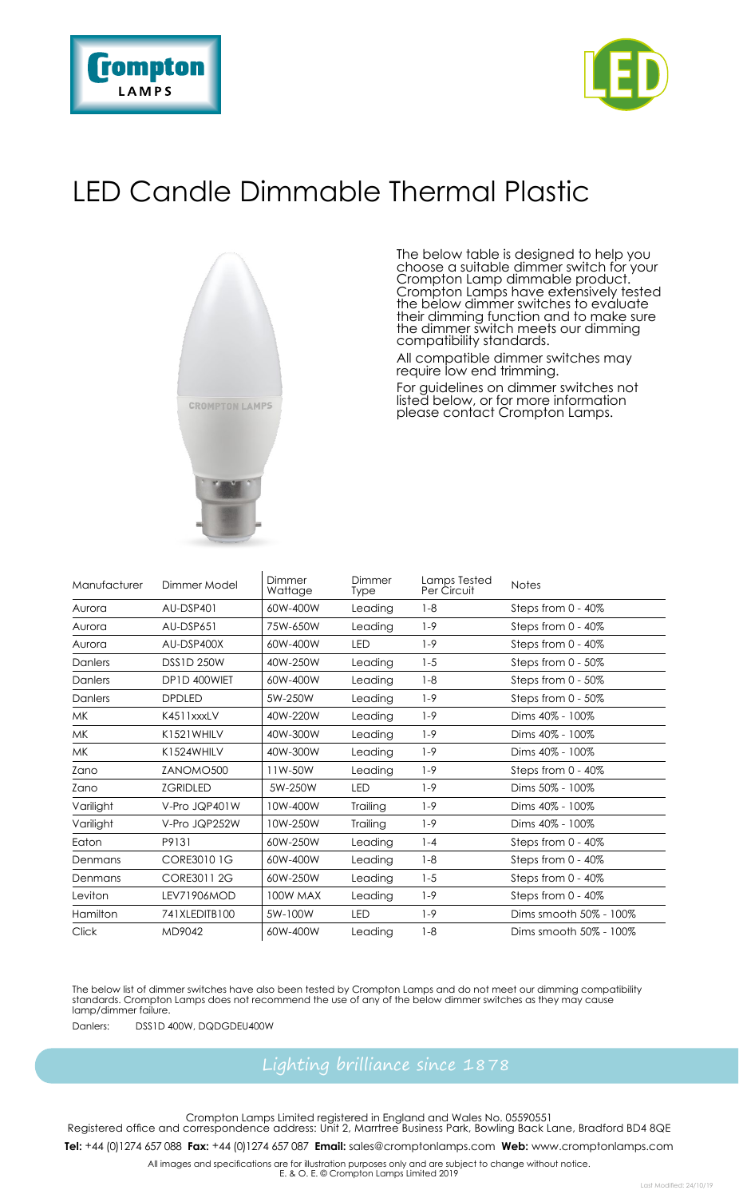# LED Candle Dimmable Thermal Plastic

The below table is designed to help you choose a suitable dimmer switch for your Crompton Lamp dimmable product. Crompton Lamps have extensively tested the below dimmer switches to evaluate their dimming function and to make sure the dimmer switch meets our dimming compatibility standards.

All compatible dimmer switches may require low end trimming.

For guidelines on dimmer switches not listed below, or for more information please contact Crompton Lamps.

| Manufacturer | Dimmer Model | Dimmer Wattage | Dimmer Type | Lamps Tested Per Circuit | Notes |
|---|---|---|---|---|---|
| Aurora | AU-DSP401 | 60W-400W | Leading | 1-8 | Steps from 0 - 40% |
| Aurora | AU-DSP651 | 75W-650W | Leading | 1-9 | Steps from 0 - 40% |
| Aurora | AU-DSP400X | 60W-400W | LED | 1-9 | Steps from 0 - 40% |
| Danlers | DSS1D 250W | 40W-250W | Leading | 1-5 | Steps from 0 - 50% |
| Danlers | DP1D 400WIET | 60W-400W | Leading | 1-8 | Steps from 0 - 50% |
| Danlers | DPDLED | 5W-250W | Leading | 1-9 | Steps from 0 - 50% |
| MK | K4511xxxLV | 40W-220W | Leading | 1-9 | Dims 40% - 100% |
| MK | K1521WHILV | 40W-300W | Leading | 1-9 | Dims 40% - 100% |
| MK | K1524WHILV | 40W-300W | Leading | 1-9 | Dims 40% - 100% |
| Zano | ZANOMO500 | 11W-50W | Leading | 1-9 | Steps from 0 - 40% |
| Zano | ZGRIDLED | 5W-250W | LED | 1-9 | Dims 50% - 100% |
| Varilight | V-Pro JQP401W | 10W-400W | Trailing | 1-9 | Dims 40% - 100% |
| Varilight | V-Pro JQP252W | 10W-250W | Trailing | 1-9 | Dims 40% - 100% |
| Eaton | P9131 | 60W-250W | Leading | 1-4 | Steps from 0 - 40% |
| Denmans | CORE3010 1G | 60W-400W | Leading | 1-8 | Steps from 0 - 40% |
| Denmans | CORE3011 2G | 60W-250W | Leading | 1-5 | Steps from 0 - 40% |
| Leviton | LEV71906MOD | 100W MAX | Leading | 1-9 | Steps from 0 - 40% |
| Hamilton | 741XLEDITB100 | 5W-100W | LED | 1-9 | Dims smooth 50% - 100% |
| Click | MD9042 | 60W-400W | Leading | 1-8 | Dims smooth 50% - 100% |

The below list of dimmer switches have also been tested by Crompton Lamps and do not meet our dimming compatibility standards. Crompton Lamps does not recommend the use of any of the below dimmer switches as they may cause lamp/dimmer failure.

Danlers: DSS1D 400W, DQDGDEU400W

*Lighting brilliance since 1878*

Crompton Lamps Limited registered in England and Wales No. 05590551
Registered office and correspondence address: Unit 2, Marrtree Business Park, Bowling Back Lane, Bradford BD4 8QE

**Tel:** +44 (0)1274 657 088 **Fax:** +44 (0)1274 657 087 **Email:** sales@cromptonlamps.com **Web:** www.cromptonlamps.com

All images and specifications are for illustration purposes only and are subject to change without notice.
E. & O. E. © Crompton Lamps Limited 2019

Last Modified: 24/10/19